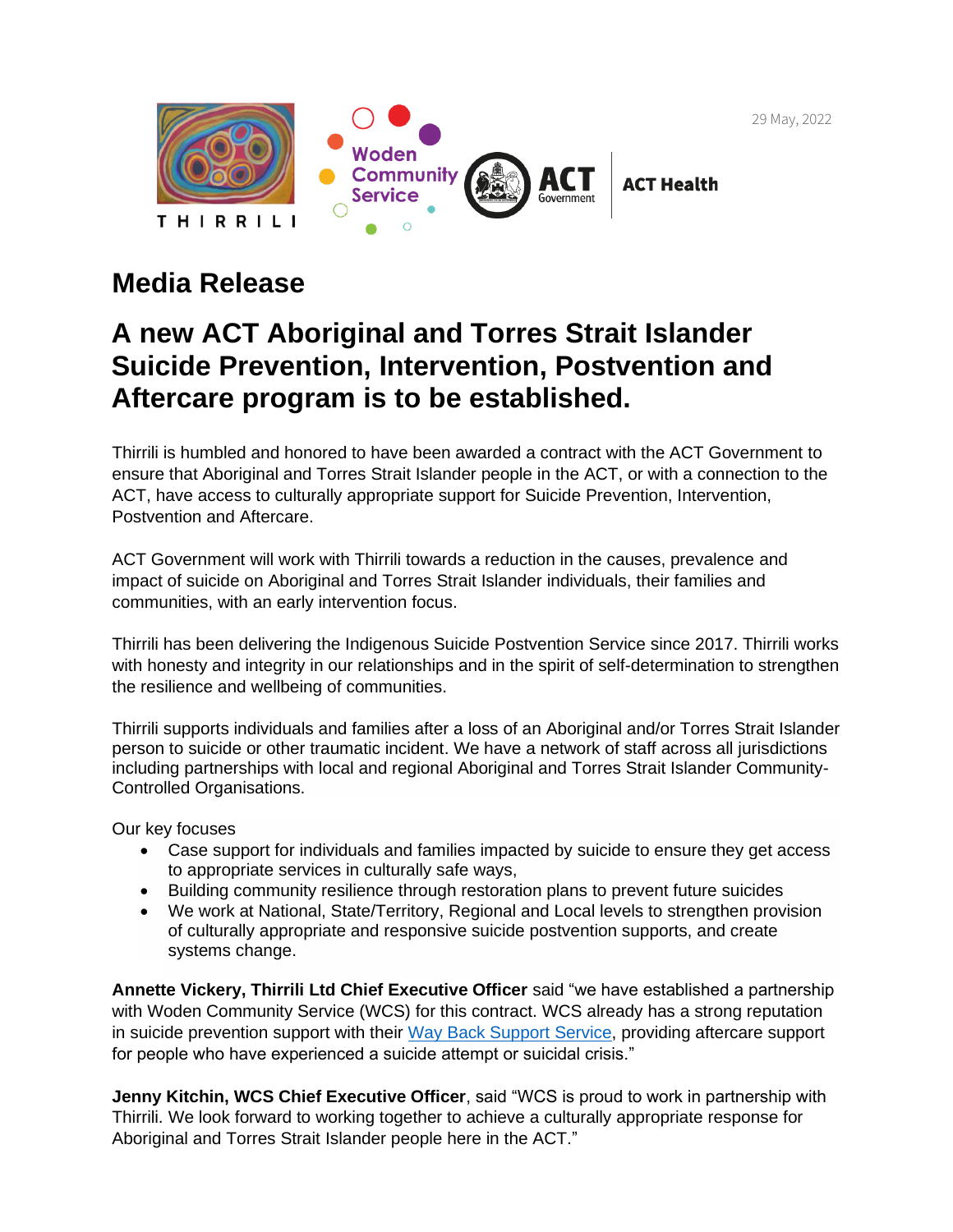29 May, 2022

# Media Release

## A new ACT Aboriginal and Torres Strait Islander Suicide Prevention, Intervention, Postvention and Aftercare program is to be established.

Thirrili is humbled and honored to have been awarded a contract with the ACT Government to ensure that Aboriginal and Torres Strait Islander people in the ACT, or with a connection to the ACT, have access to culturally appropriate support for Suicide Prevention, Intervention, Postvention and Aftercare.

ACT Government will work with Thirrili towards a reduction in the causes, prevalence and impact of suicide on Aboriginal and Torres Strait Islander individuals, their families and communities, with an early intervention focus.

Thirrili has been delivering the Indigenous Suicide Postvention Service since 2017. Thirrili works with honesty and integrity in our relationships and in the spirit of self-determination to strengthen the resilience and wellbeing of communities.

Thirrili supports individuals and families after a loss of an Aboriginal and/or Torres Strait Islander person to suicide or other traumatic incident. We have a network of staff across all jurisdictions including partnerships with local and regional Aboriginal and Torres Strait Islander Community-Controlled Organisations.

Our key focuses

- Case support for individuals and families impacted by suicide to ensure they get access to appropriate services in culturally safe ways,
- Building community resilience through restoration plans to prevent future suicides
- We work at National, State/Territory, Regional and Local levels to strengthen provision of culturally appropriate and responsive suicide postvention supports, and create systems change.

**Annette Vickery, Thirrili Ltd Chief Executive Officer** said "we have established a partnership with Woden Community Service (WCS) for this contract. WCS already has a strong reputation in suicide prevention support with their Way Back Support Service, providing aftercare support for people who have experienced a suicide attempt or suicidal crisis."

**Jenny Kitchin, WCS Chief Executive Officer**, said "WCS is proud to work in partnership with Thirrili. We look forward to working together to achieve a culturally appropriate response for Aboriginal and Torres Strait Islander people here in the ACT."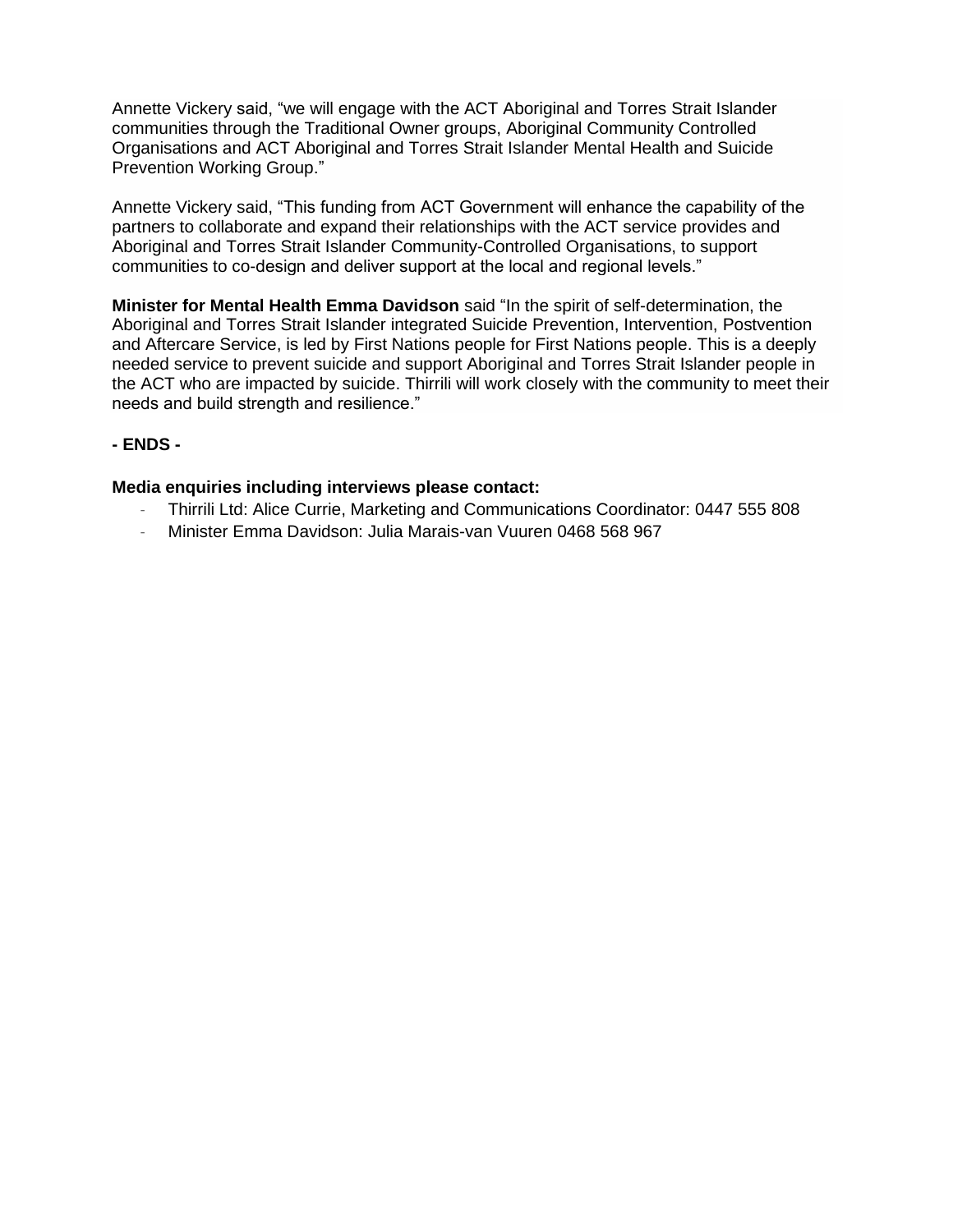Annette Vickery said, “we will engage with the ACT Aboriginal and Torres Strait Islander communities through the Traditional Owner groups, Aboriginal Community Controlled Organisations and ACT Aboriginal and Torres Strait Islander Mental Health and Suicide Prevention Working Group.”

Annette Vickery said, “This funding from ACT Government will enhance the capability of the partners to collaborate and expand their relationships with the ACT service provides and Aboriginal and Torres Strait Islander Community-Controlled Organisations, to support communities to co-design and deliver support at the local and regional levels.”

**Minister for Mental Health Emma Davidson** said “In the spirit of self-determination, the Aboriginal and Torres Strait Islander integrated Suicide Prevention, Intervention, Postvention and Aftercare Service, is led by First Nations people for First Nations people. This is a deeply needed service to prevent suicide and support Aboriginal and Torres Strait Islander people in the ACT who are impacted by suicide. Thirrili will work closely with the community to meet their needs and build strength and resilience.”

**- ENDS -**

**Media enquiries including interviews please contact:**

- Thirrili Ltd: Alice Currie, Marketing and Communications Coordinator: 0447 555 808
- Minister Emma Davidson: Julia Marais-van Vuuren 0468 568 967